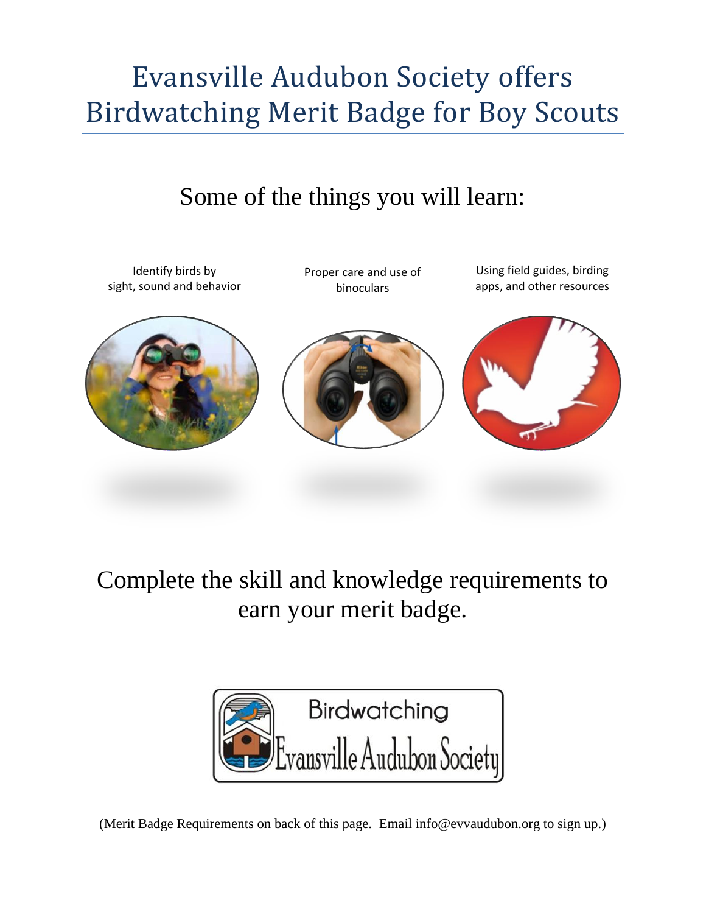# Evansville Audubon Society offers Birdwatching Merit Badge for Boy Scouts

## Some of the things you will learn:

- Identify birds by sight, sound and behavior
- Proper care and use of binoculars
- Using field guides, birding apps, and other resources

## Complete the skill and knowledge requirements to earn your merit badge.

Birdwatching
Evansville Audubon Society

(Merit Badge Requirements on back of this page. Email info@evvaudubon.org to sign up.)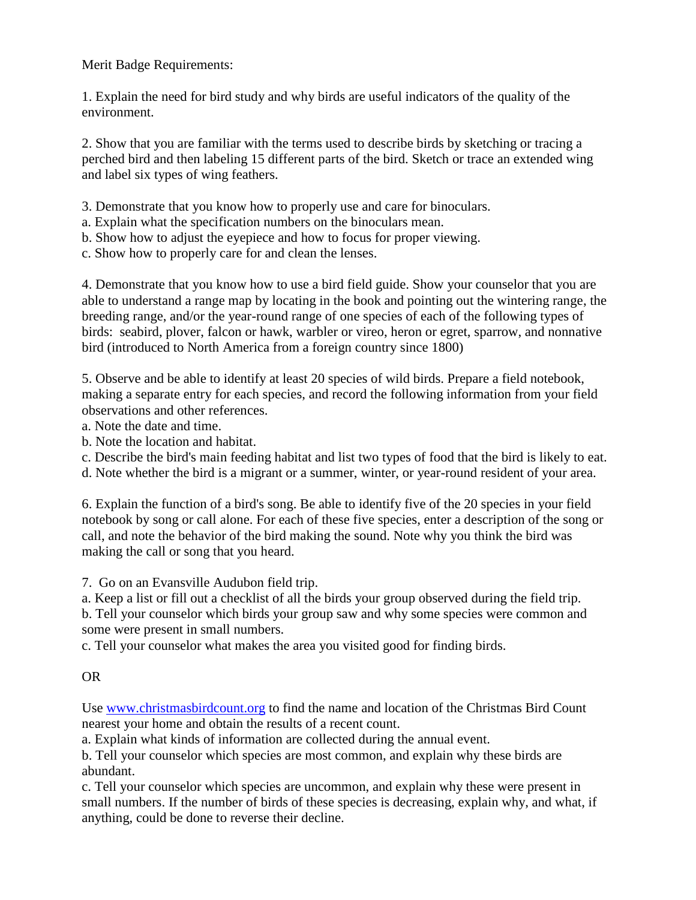Merit Badge Requirements:

1. Explain the need for bird study and why birds are useful indicators of the quality of the environment.

2. Show that you are familiar with the terms used to describe birds by sketching or tracing a perched bird and then labeling 15 different parts of the bird. Sketch or trace an extended wing and label six types of wing feathers.

3. Demonstrate that you know how to properly use and care for binoculars.
a. Explain what the specification numbers on the binoculars mean.
b. Show how to adjust the eyepiece and how to focus for proper viewing.
c. Show how to properly care for and clean the lenses.

4. Demonstrate that you know how to use a bird field guide. Show your counselor that you are able to understand a range map by locating in the book and pointing out the wintering range, the breeding range, and/or the year-round range of one species of each of the following types of birds: seabird, plover, falcon or hawk, warbler or vireo, heron or egret, sparrow, and nonnative bird (introduced to North America from a foreign country since 1800)

5. Observe and be able to identify at least 20 species of wild birds. Prepare a field notebook, making a separate entry for each species, and record the following information from your field observations and other references.
a. Note the date and time.
b. Note the location and habitat.
c. Describe the bird's main feeding habitat and list two types of food that the bird is likely to eat.
d. Note whether the bird is a migrant or a summer, winter, or year-round resident of your area.

6. Explain the function of a bird's song. Be able to identify five of the 20 species in your field notebook by song or call alone. For each of these five species, enter a description of the song or call, and note the behavior of the bird making the sound. Note why you think the bird was making the call or song that you heard.

7. Go on an Evansville Audubon field trip.
a. Keep a list or fill out a checklist of all the birds your group observed during the field trip.
b. Tell your counselor which birds your group saw and why some species were common and some were present in small numbers.
c. Tell your counselor what makes the area you visited good for finding birds.

OR

Use [www.christmasbirdcount.org](http://www.christmasbirdcount.org) to find the name and location of the Christmas Bird Count nearest your home and obtain the results of a recent count.
a. Explain what kinds of information are collected during the annual event.
b. Tell your counselor which species are most common, and explain why these birds are abundant.
c. Tell your counselor which species are uncommon, and explain why these were present in small numbers. If the number of birds of these species is decreasing, explain why, and what, if anything, could be done to reverse their decline.